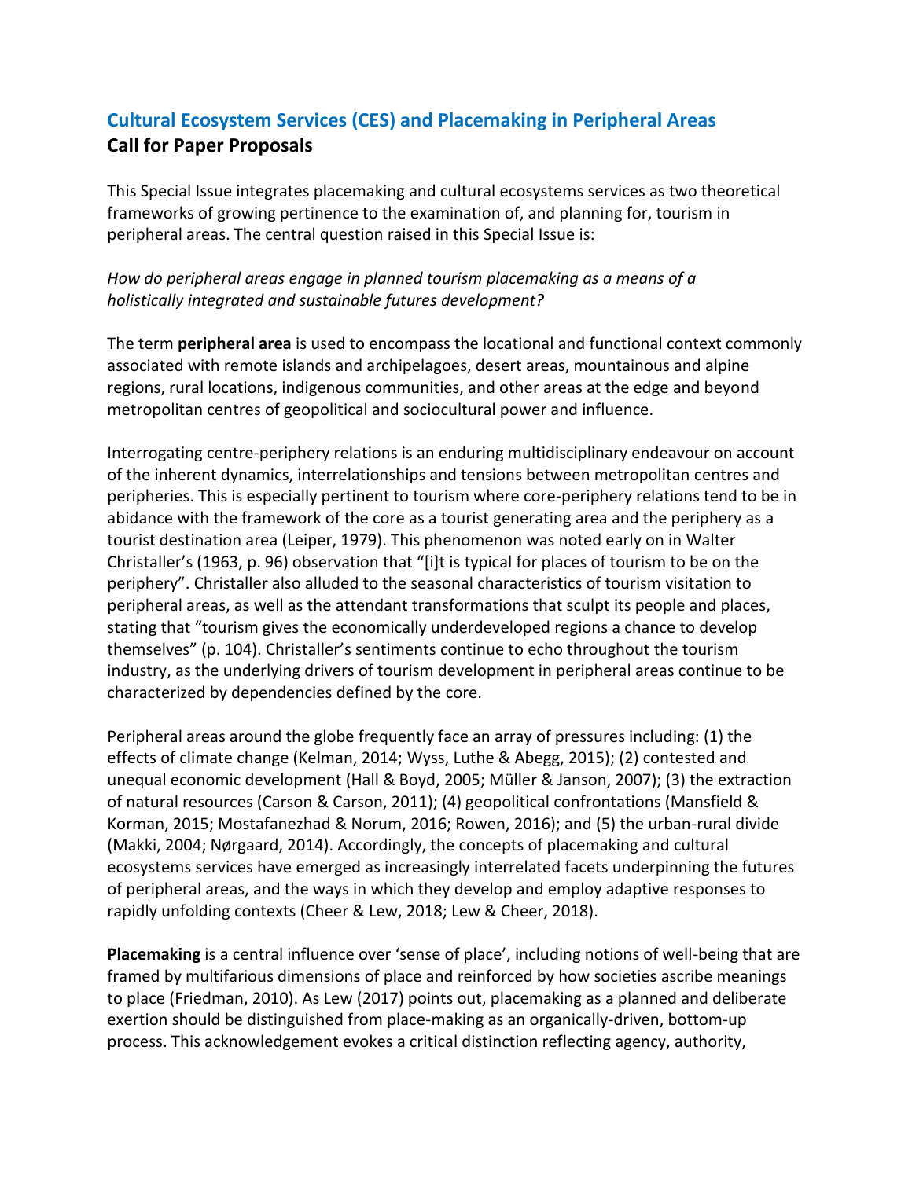## Cultural Ecosystem Services (CES) and Placemaking in Peripheral Areas

**Call for Paper Proposals**

This Special Issue integrates placemaking and cultural ecosystems services as two theoretical frameworks of growing pertinence to the examination of, and planning for, tourism in peripheral areas. The central question raised in this Special Issue is:

*How do peripheral areas engage in planned tourism placemaking as a means of a holistically integrated and sustainable futures development?*

The term **peripheral area** is used to encompass the locational and functional context commonly associated with remote islands and archipelagoes, desert areas, mountainous and alpine regions, rural locations, indigenous communities, and other areas at the edge and beyond metropolitan centres of geopolitical and sociocultural power and influence.

Interrogating centre-periphery relations is an enduring multidisciplinary endeavour on account of the inherent dynamics, interrelationships and tensions between metropolitan centres and peripheries. This is especially pertinent to tourism where core-periphery relations tend to be in abidance with the framework of the core as a tourist generating area and the periphery as a tourist destination area (Leiper, 1979). This phenomenon was noted early on in Walter Christaller's (1963, p. 96) observation that "[i]t is typical for places of tourism to be on the periphery". Christaller also alluded to the seasonal characteristics of tourism visitation to peripheral areas, as well as the attendant transformations that sculpt its people and places, stating that "tourism gives the economically underdeveloped regions a chance to develop themselves" (p. 104). Christaller's sentiments continue to echo throughout the tourism industry, as the underlying drivers of tourism development in peripheral areas continue to be characterized by dependencies defined by the core.

Peripheral areas around the globe frequently face an array of pressures including: (1) the effects of climate change (Kelman, 2014; Wyss, Luthe & Abegg, 2015); (2) contested and unequal economic development (Hall & Boyd, 2005; Müller & Janson, 2007); (3) the extraction of natural resources (Carson & Carson, 2011); (4) geopolitical confrontations (Mansfield & Korman, 2015; Mostafanezhad & Norum, 2016; Rowen, 2016); and (5) the urban-rural divide (Makki, 2004; Nørgaard, 2014). Accordingly, the concepts of placemaking and cultural ecosystems services have emerged as increasingly interrelated facets underpinning the futures of peripheral areas, and the ways in which they develop and employ adaptive responses to rapidly unfolding contexts (Cheer & Lew, 2018; Lew & Cheer, 2018).

**Placemaking** is a central influence over 'sense of place', including notions of well-being that are framed by multifarious dimensions of place and reinforced by how societies ascribe meanings to place (Friedman, 2010). As Lew (2017) points out, placemaking as a planned and deliberate exertion should be distinguished from place-making as an organically-driven, bottom-up process. This acknowledgement evokes a critical distinction reflecting agency, authority,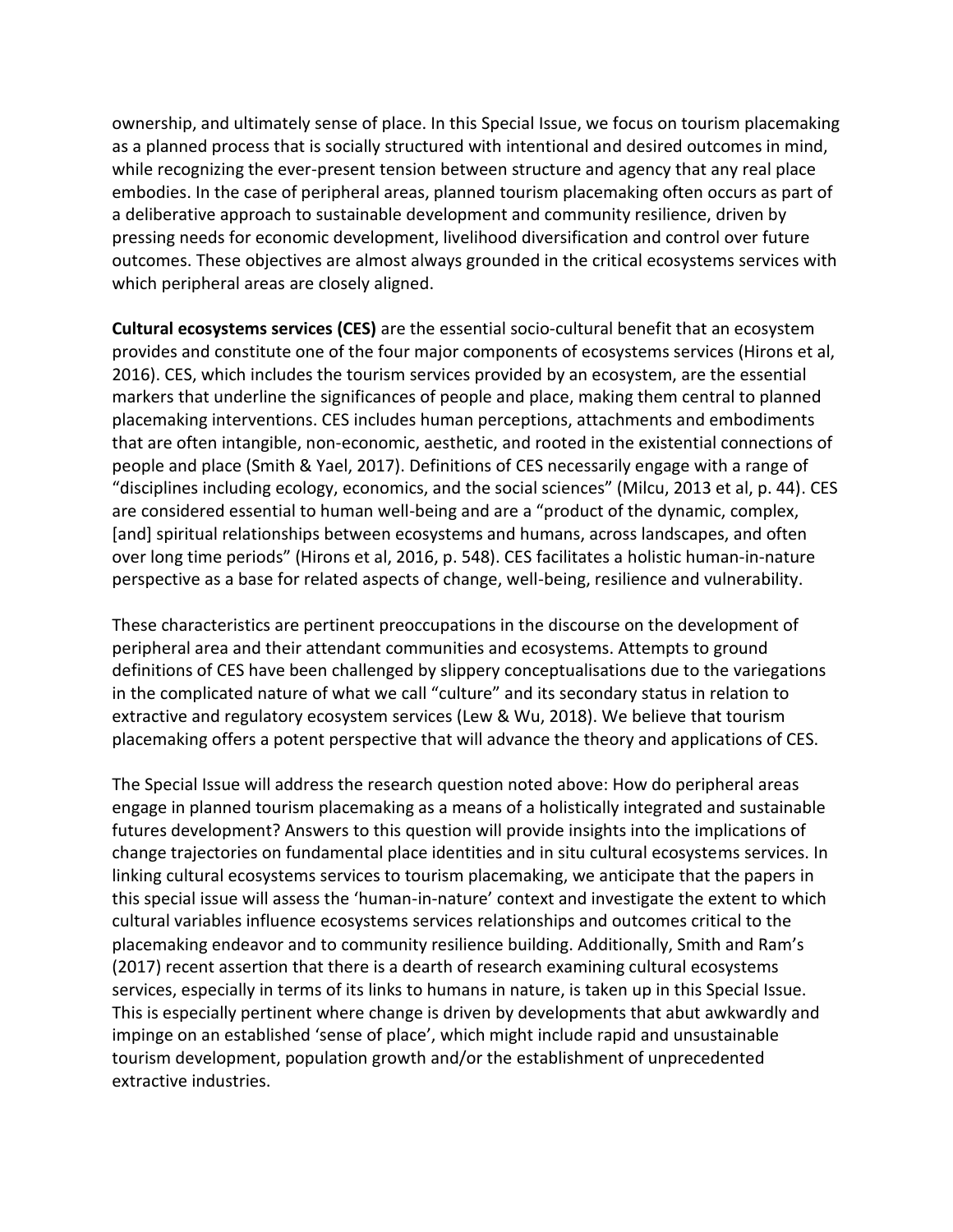ownership, and ultimately sense of place. In this Special Issue, we focus on tourism placemaking as a planned process that is socially structured with intentional and desired outcomes in mind, while recognizing the ever-present tension between structure and agency that any real place embodies. In the case of peripheral areas, planned tourism placemaking often occurs as part of a deliberative approach to sustainable development and community resilience, driven by pressing needs for economic development, livelihood diversification and control over future outcomes. These objectives are almost always grounded in the critical ecosystems services with which peripheral areas are closely aligned.

**Cultural ecosystems services (CES)** are the essential socio-cultural benefit that an ecosystem provides and constitute one of the four major components of ecosystems services (Hirons et al, 2016). CES, which includes the tourism services provided by an ecosystem, are the essential markers that underline the significances of people and place, making them central to planned placemaking interventions. CES includes human perceptions, attachments and embodiments that are often intangible, non-economic, aesthetic, and rooted in the existential connections of people and place (Smith & Yael, 2017). Definitions of CES necessarily engage with a range of "disciplines including ecology, economics, and the social sciences" (Milcu, 2013 et al, p. 44). CES are considered essential to human well-being and are a "product of the dynamic, complex, [and] spiritual relationships between ecosystems and humans, across landscapes, and often over long time periods" (Hirons et al, 2016, p. 548). CES facilitates a holistic human-in-nature perspective as a base for related aspects of change, well-being, resilience and vulnerability.

These characteristics are pertinent preoccupations in the discourse on the development of peripheral area and their attendant communities and ecosystems. Attempts to ground definitions of CES have been challenged by slippery conceptualisations due to the variegations in the complicated nature of what we call "culture" and its secondary status in relation to extractive and regulatory ecosystem services (Lew & Wu, 2018). We believe that tourism placemaking offers a potent perspective that will advance the theory and applications of CES.

The Special Issue will address the research question noted above: How do peripheral areas engage in planned tourism placemaking as a means of a holistically integrated and sustainable futures development? Answers to this question will provide insights into the implications of change trajectories on fundamental place identities and in situ cultural ecosystems services. In linking cultural ecosystems services to tourism placemaking, we anticipate that the papers in this special issue will assess the 'human-in-nature' context and investigate the extent to which cultural variables influence ecosystems services relationships and outcomes critical to the placemaking endeavor and to community resilience building. Additionally, Smith and Ram's (2017) recent assertion that there is a dearth of research examining cultural ecosystems services, especially in terms of its links to humans in nature, is taken up in this Special Issue. This is especially pertinent where change is driven by developments that abut awkwardly and impinge on an established 'sense of place', which might include rapid and unsustainable tourism development, population growth and/or the establishment of unprecedented extractive industries.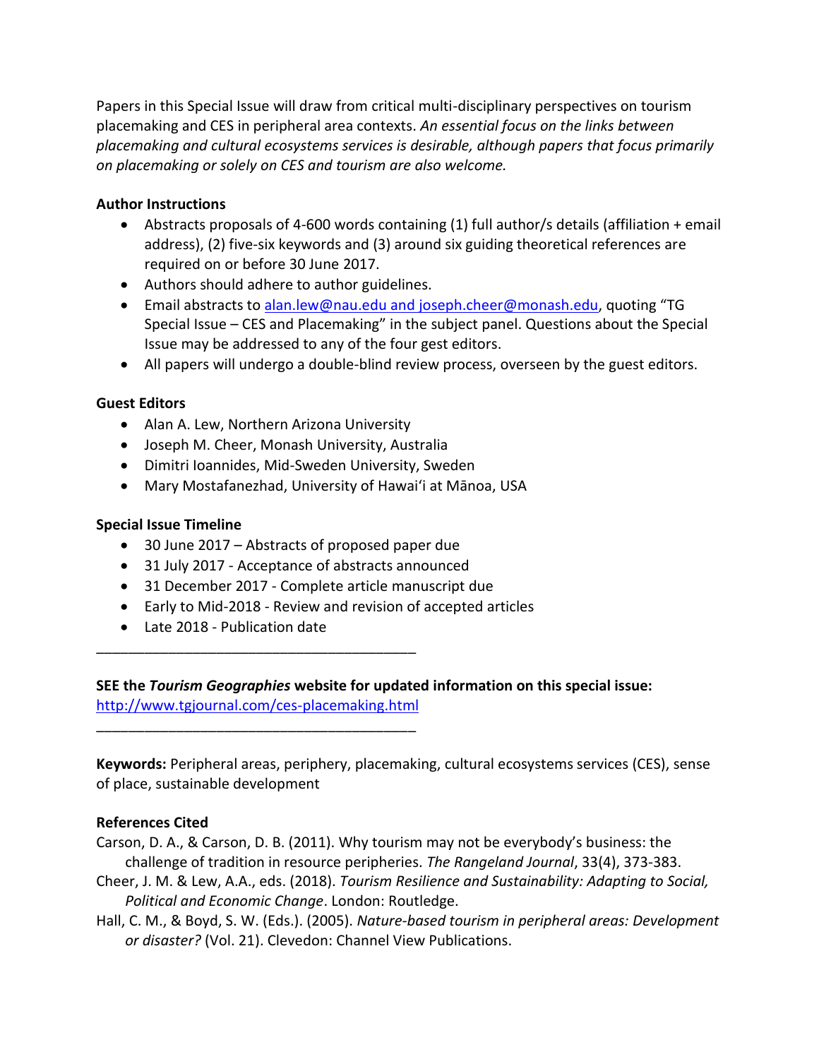Papers in this Special Issue will draw from critical multi-disciplinary perspectives on tourism placemaking and CES in peripheral area contexts. *An essential focus on the links between placemaking and cultural ecosystems services is desirable, although papers that focus primarily on placemaking or solely on CES and tourism are also welcome.*

**Author Instructions**

- Abstracts proposals of 4-600 words containing (1) full author/s details (affiliation + email address), (2) five-six keywords and (3) around six guiding theoretical references are required on or before 30 June 2017.
- Authors should adhere to author guidelines.
- Email abstracts to alan.lew@nau.edu and joseph.cheer@monash.edu, quoting "TG Special Issue – CES and Placemaking" in the subject panel. Questions about the Special Issue may be addressed to any of the four gest editors.
- All papers will undergo a double-blind review process, overseen by the guest editors.

**Guest Editors**

- Alan A. Lew, Northern Arizona University
- Joseph M. Cheer, Monash University, Australia
- Dimitri Ioannides, Mid-Sweden University, Sweden
- Mary Mostafanezhad, University of Hawaiʻi at Mānoa, USA

**Special Issue Timeline**

- 30 June 2017 – Abstracts of proposed paper due
- 31 July 2017 - Acceptance of abstracts announced
- 31 December 2017 - Complete article manuscript due
- Early to Mid-2018 - Review and revision of accepted articles
- Late 2018 - Publication date

---

**SEE the *Tourism Geographies* website for updated information on this special issue:**
http://www.tgjournal.com/ces-placemaking.html

---

**Keywords:** Peripheral areas, periphery, placemaking, cultural ecosystems services (CES), sense of place, sustainable development

**References Cited**

Carson, D. A., & Carson, D. B. (2011). Why tourism may not be everybody's business: the challenge of tradition in resource peripheries. *The Rangeland Journal*, 33(4), 373-383.

Cheer, J. M. & Lew, A.A., eds. (2018). *Tourism Resilience and Sustainability: Adapting to Social, Political and Economic Change*. London: Routledge.

Hall, C. M., & Boyd, S. W. (Eds.). (2005). *Nature-based tourism in peripheral areas: Development or disaster?* (Vol. 21). Clevedon: Channel View Publications.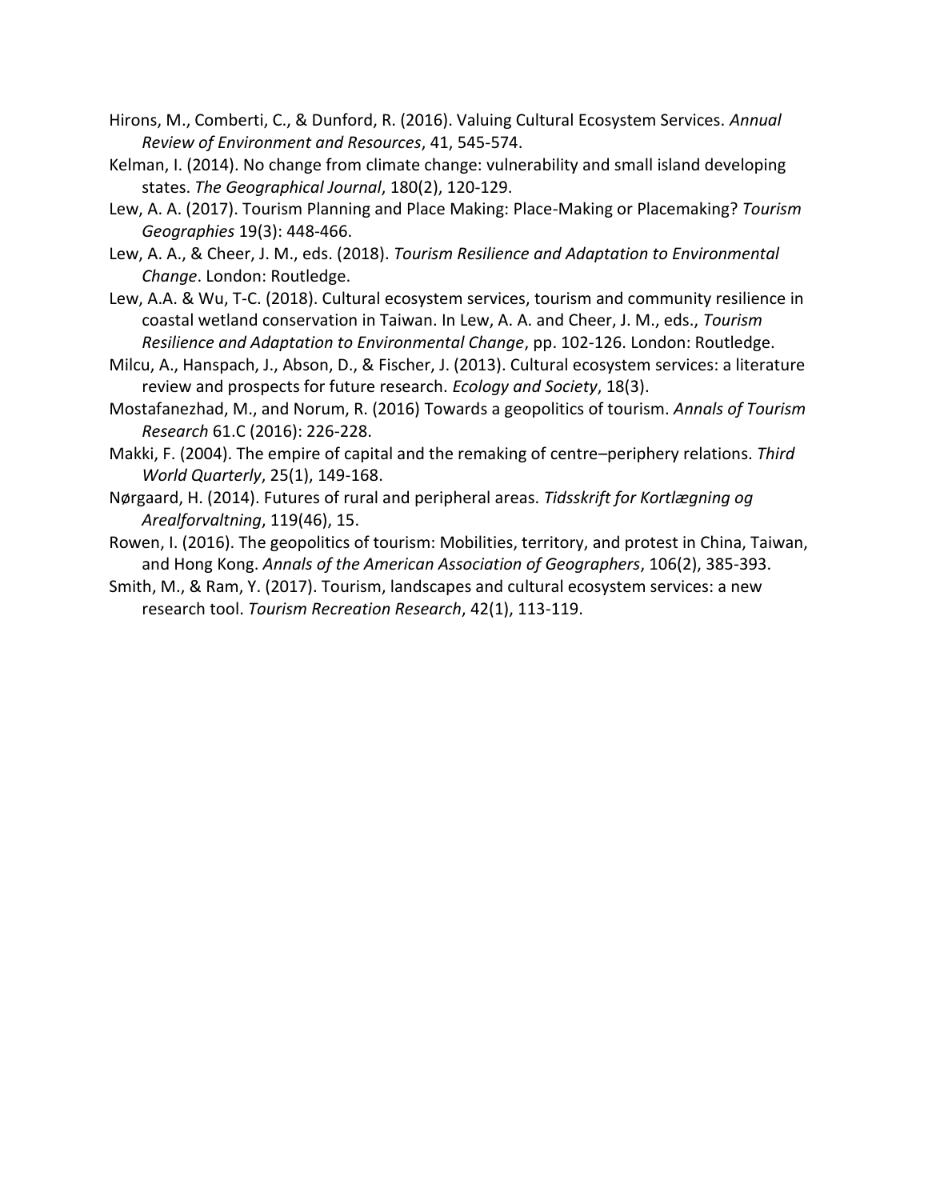Hirons, M., Comberti, C., & Dunford, R. (2016). Valuing Cultural Ecosystem Services. *Annual Review of Environment and Resources*, 41, 545-574.

Kelman, I. (2014). No change from climate change: vulnerability and small island developing states. *The Geographical Journal*, 180(2), 120-129.

Lew, A. A. (2017). Tourism Planning and Place Making: Place-Making or Placemaking? *Tourism Geographies* 19(3): 448-466.

Lew, A. A., & Cheer, J. M., eds. (2018). *Tourism Resilience and Adaptation to Environmental Change*. London: Routledge.

Lew, A.A. & Wu, T-C. (2018). Cultural ecosystem services, tourism and community resilience in coastal wetland conservation in Taiwan. In Lew, A. A. and Cheer, J. M., eds., *Tourism Resilience and Adaptation to Environmental Change*, pp. 102-126. London: Routledge.

Milcu, A., Hanspach, J., Abson, D., & Fischer, J. (2013). Cultural ecosystem services: a literature review and prospects for future research. *Ecology and Society*, 18(3).

Mostafanezhad, M., and Norum, R. (2016) Towards a geopolitics of tourism. *Annals of Tourism Research* 61.C (2016): 226-228.

Makki, F. (2004). The empire of capital and the remaking of centre–periphery relations. *Third World Quarterly*, 25(1), 149-168.

Nørgaard, H. (2014). Futures of rural and peripheral areas. *Tidsskrift for Kortlægning og Arealforvaltning*, 119(46), 15.

Rowen, I. (2016). The geopolitics of tourism: Mobilities, territory, and protest in China, Taiwan, and Hong Kong. *Annals of the American Association of Geographers*, 106(2), 385-393.

Smith, M., & Ram, Y. (2017). Tourism, landscapes and cultural ecosystem services: a new research tool. *Tourism Recreation Research*, 42(1), 113-119.